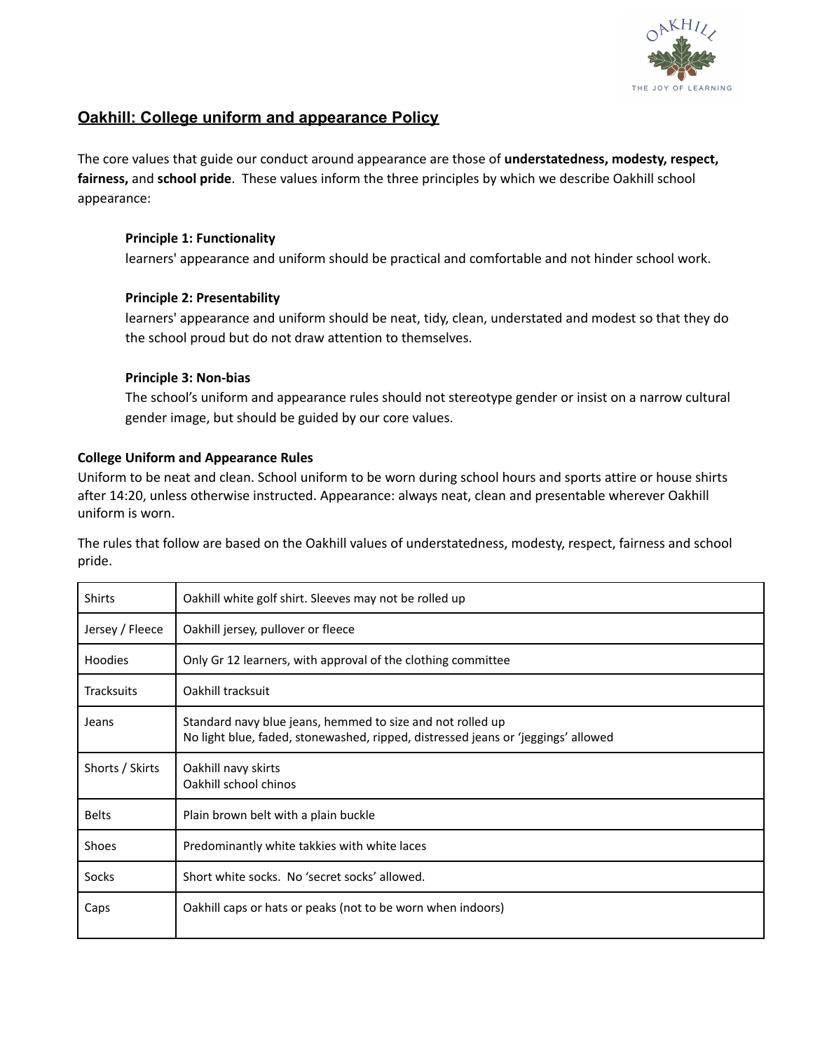## Oakhill: College uniform and appearance Policy

The core values that guide our conduct around appearance are those of **understatedness, modesty, respect, fairness,** and **school pride**. These values inform the three principles by which we describe Oakhill school appearance:

> **Principle 1: Functionality**
> learners' appearance and uniform should be practical and comfortable and not hinder school work.
>
> **Principle 2: Presentability**
> learners' appearance and uniform should be neat, tidy, clean, understated and modest so that they do the school proud but do not draw attention to themselves.
>
> **Principle 3: Non-bias**
> The school's uniform and appearance rules should not stereotype gender or insist on a narrow cultural gender image, but should be guided by our core values.

**College Uniform and Appearance Rules**

Uniform to be neat and clean. School uniform to be worn during school hours and sports attire or house shirts after 14:20, unless otherwise instructed. Appearance: always neat, clean and presentable wherever Oakhill uniform is worn.

The rules that follow are based on the Oakhill values of understatedness, modesty, respect, fairness and school pride.

| | |
|---|---|
| Shirts | Oakhill white golf shirt. Sleeves may not be rolled up |
| Jersey / Fleece | Oakhill jersey, pullover or fleece |
| Hoodies | Only Gr 12 learners, with approval of the clothing committee |
| Tracksuits | Oakhill tracksuit |
| Jeans | Standard navy blue jeans, hemmed to size and not rolled up<br>No light blue, faded, stonewashed, ripped, distressed jeans or 'jeggings' allowed |
| Shorts / Skirts | Oakhill navy skirts<br>Oakhill school chinos |
| Belts | Plain brown belt with a plain buckle |
| Shoes | Predominantly white takkies with white laces |
| Socks | Short white socks. No 'secret socks' allowed. |
| Caps | Oakhill caps or hats or peaks (not to be worn when indoors) |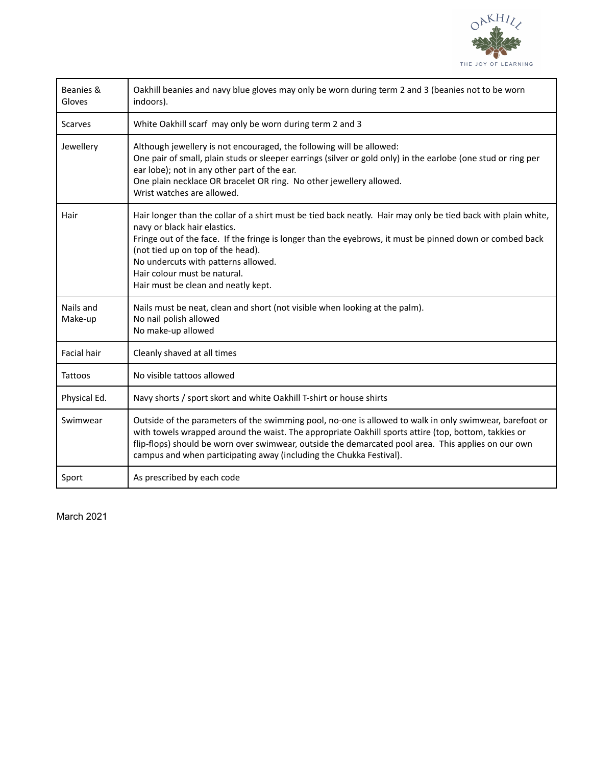| | |
|---|---|
| Beanies & Gloves | Oakhill beanies and navy blue gloves may only be worn during term 2 and 3 (beanies not to be worn indoors). |
| Scarves | White Oakhill scarf may only be worn during term 2 and 3 |
| Jewellery | Although jewellery is not encouraged, the following will be allowed:<br>One pair of small, plain studs or sleeper earrings (silver or gold only) in the earlobe (one stud or ring per ear lobe); not in any other part of the ear.<br>One plain necklace OR bracelet OR ring. No other jewellery allowed.<br>Wrist watches are allowed. |
| Hair | Hair longer than the collar of a shirt must be tied back neatly. Hair may only be tied back with plain white, navy or black hair elastics.<br>Fringe out of the face. If the fringe is longer than the eyebrows, it must be pinned down or combed back (not tied up on top of the head).<br>No undercuts with patterns allowed.<br>Hair colour must be natural.<br>Hair must be clean and neatly kept. |
| Nails and Make-up | Nails must be neat, clean and short (not visible when looking at the palm).<br>No nail polish allowed<br>No make-up allowed |
| Facial hair | Cleanly shaved at all times |
| Tattoos | No visible tattoos allowed |
| Physical Ed. | Navy shorts / sport skort and white Oakhill T-shirt or house shirts |
| Swimwear | Outside of the parameters of the swimming pool, no-one is allowed to walk in only swimwear, barefoot or with towels wrapped around the waist. The appropriate Oakhill sports attire (top, bottom, takkies or flip-flops) should be worn over swimwear, outside the demarcated pool area. This applies on our own campus and when participating away (including the Chukka Festival). |
| Sport | As prescribed by each code |

March 2021